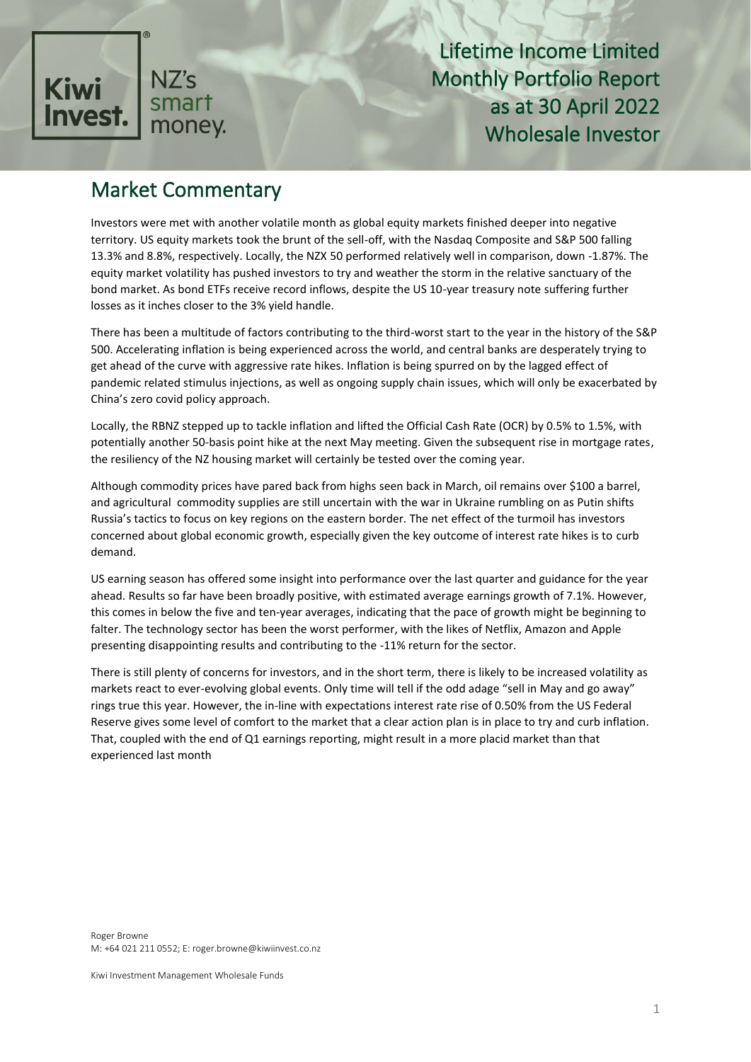Kiwi Invest. NZ's smart money.

# Lifetime Income Limited Monthly Portfolio Report as at 30 April 2022 Wholesale Investor

## Market Commentary

Investors were met with another volatile month as global equity markets finished deeper into negative territory. US equity markets took the brunt of the sell-off, with the Nasdaq Composite and S&P 500 falling 13.3% and 8.8%, respectively. Locally, the NZX 50 performed relatively well in comparison, down -1.87%. The equity market volatility has pushed investors to try and weather the storm in the relative sanctuary of the bond market. As bond ETFs receive record inflows, despite the US 10-year treasury note suffering further losses as it inches closer to the 3% yield handle.

There has been a multitude of factors contributing to the third-worst start to the year in the history of the S&P 500. Accelerating inflation is being experienced across the world, and central banks are desperately trying to get ahead of the curve with aggressive rate hikes. Inflation is being spurred on by the lagged effect of pandemic related stimulus injections, as well as ongoing supply chain issues, which will only be exacerbated by China's zero covid policy approach.

Locally, the RBNZ stepped up to tackle inflation and lifted the Official Cash Rate (OCR) by 0.5% to 1.5%, with potentially another 50-basis point hike at the next May meeting. Given the subsequent rise in mortgage rates, the resiliency of the NZ housing market will certainly be tested over the coming year.

Although commodity prices have pared back from highs seen back in March, oil remains over $100 a barrel, and agricultural commodity supplies are still uncertain with the war in Ukraine rumbling on as Putin shifts Russia's tactics to focus on key regions on the eastern border. The net effect of the turmoil has investors concerned about global economic growth, especially given the key outcome of interest rate hikes is to curb demand.

US earning season has offered some insight into performance over the last quarter and guidance for the year ahead. Results so far have been broadly positive, with estimated average earnings growth of 7.1%. However, this comes in below the five and ten-year averages, indicating that the pace of growth might be beginning to falter. The technology sector has been the worst performer, with the likes of Netflix, Amazon and Apple presenting disappointing results and contributing to the -11% return for the sector.

There is still plenty of concerns for investors, and in the short term, there is likely to be increased volatility as markets react to ever-evolving global events. Only time will tell if the odd adage "sell in May and go away" rings true this year. However, the in-line with expectations interest rate rise of 0.50% from the US Federal Reserve gives some level of comfort to the market that a clear action plan is in place to try and curb inflation. That, coupled with the end of Q1 earnings reporting, might result in a more placid market than that experienced last month

Roger Browne
M: +64 021 211 0552; E: roger.browne@kiwiinvest.co.nz

Kiwi Investment Management Wholesale Funds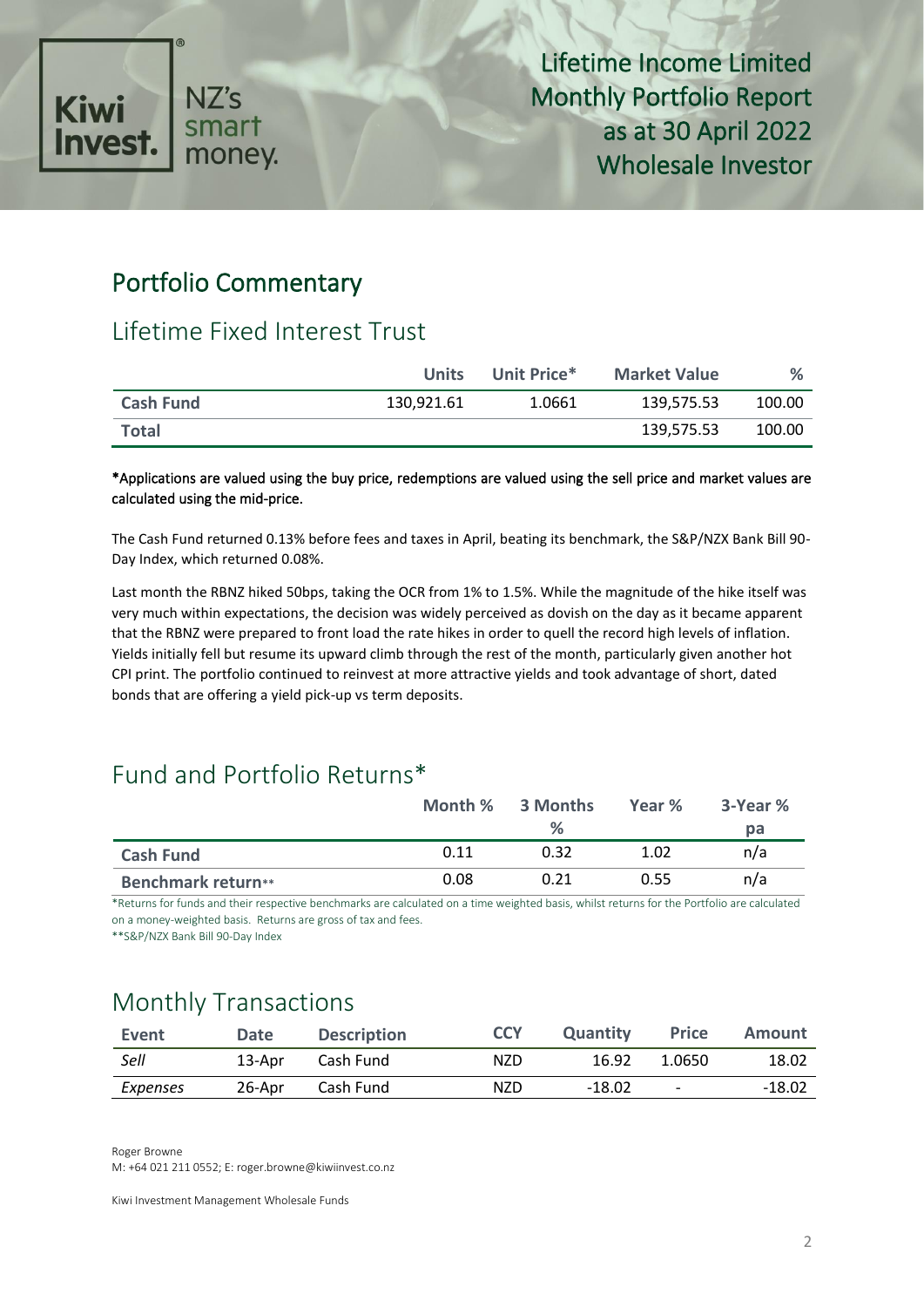Lifetime Income Limited
Monthly Portfolio Report
as at 30 April 2022
Wholesale Investor

# Portfolio Commentary

## Lifetime Fixed Interest Trust

| | Units | Unit Price* | Market Value | % |
|---|---|---|---|---|
| **Cash Fund** | 130,921.61 | 1.0661 | 139,575.53 | 100.00 |
| **Total** | | | 139,575.53 | 100.00 |

*Applications are valued using the buy price, redemptions are valued using the sell price and market values are calculated using the mid-price.

The Cash Fund returned 0.13% before fees and taxes in April, beating its benchmark, the S&P/NZX Bank Bill 90-Day Index, which returned 0.08%.

Last month the RBNZ hiked 50bps, taking the OCR from 1% to 1.5%. While the magnitude of the hike itself was very much within expectations, the decision was widely perceived as dovish on the day as it became apparent that the RBNZ were prepared to front load the rate hikes in order to quell the record high levels of inflation. Yields initially fell but resume its upward climb through the rest of the month, particularly given another hot CPI print. The portfolio continued to reinvest at more attractive yields and took advantage of short, dated bonds that are offering a yield pick-up vs term deposits.

## Fund and Portfolio Returns*

| | Month % | 3 Months % | Year % | 3-Year % pa |
|---|---|---|---|---|
| **Cash Fund** | 0.11 | 0.32 | 1.02 | n/a |
| **Benchmark return**** | 0.08 | 0.21 | 0.55 | n/a |

*Returns for funds and their respective benchmarks are calculated on a time weighted basis, whilst returns for the Portfolio are calculated on a money-weighted basis. Returns are gross of tax and fees.
**S&P/NZX Bank Bill 90-Day Index

## Monthly Transactions

| Event | Date | Description | CCY | Quantity | Price | Amount |
|---|---|---|---|---|---|---|
| *Sell* | 13-Apr | Cash Fund | NZD | 16.92 | 1.0650 | 18.02 |
| *Expenses* | 26-Apr | Cash Fund | NZD | -18.02 | - | -18.02 |

Roger Browne
M: +64 021 211 0552; E: roger.browne@kiwiinvest.co.nz

Kiwi Investment Management Wholesale Funds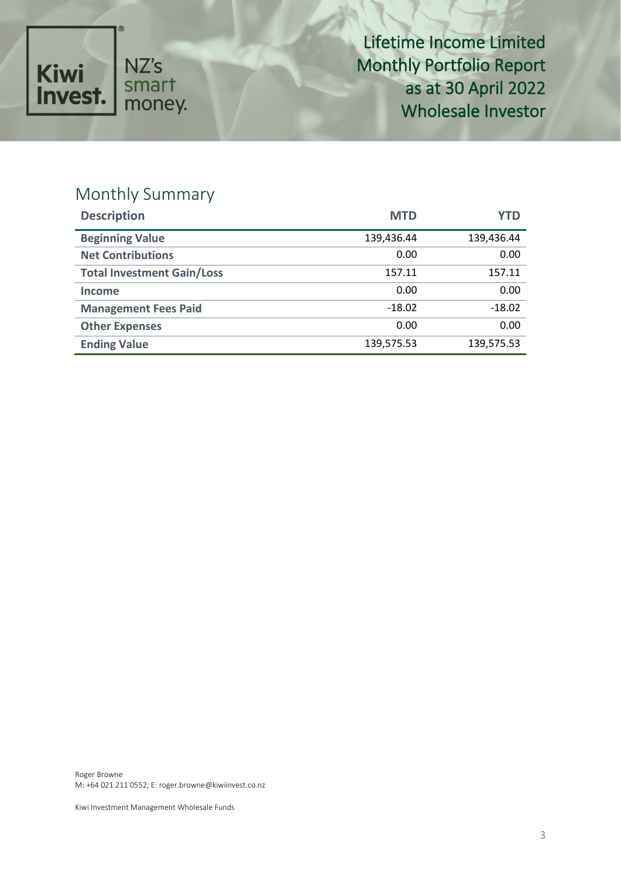# Lifetime Income Limited Monthly Portfolio Report as at 30 April 2022 Wholesale Investor

## Monthly Summary

| Description | MTD | YTD |
|---|---|---|
| **Beginning Value** | 139,436.44 | 139,436.44 |
| **Net Contributions** | 0.00 | 0.00 |
| **Total Investment Gain/Loss** | 157.11 | 157.11 |
| **Income** | 0.00 | 0.00 |
| **Management Fees Paid** | -18.02 | -18.02 |
| **Other Expenses** | 0.00 | 0.00 |
| **Ending Value** | 139,575.53 | 139,575.53 |

Roger Browne
M: +64 021 211 0552; E: roger.browne@kiwiinvest.co.nz

Kiwi Investment Management Wholesale Funds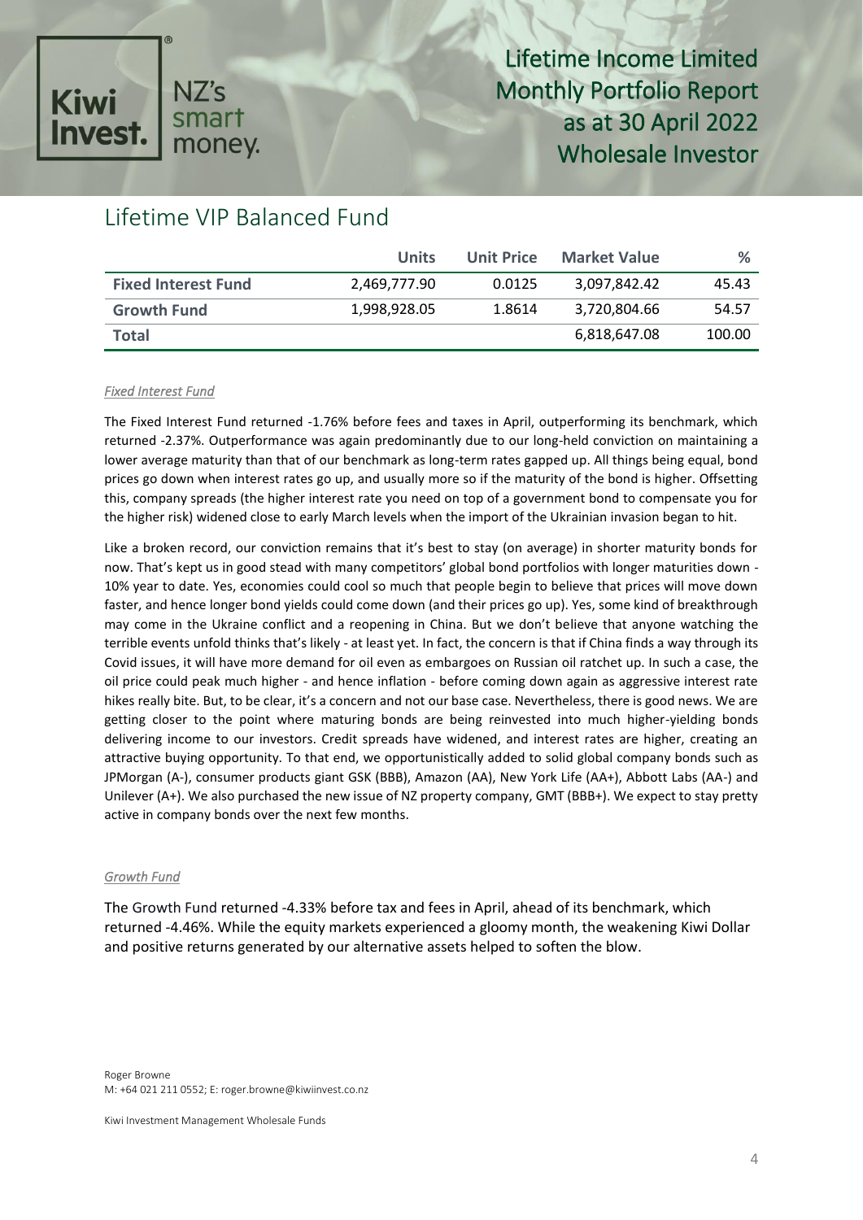# Lifetime Income Limited Monthly Portfolio Report as at 30 April 2022 Wholesale Investor

## Lifetime VIP Balanced Fund

| | Units | Unit Price | Market Value | % |
|---|---|---|---|---|
| **Fixed Interest Fund** | 2,469,777.90 | 0.0125 | 3,097,842.42 | 45.43 |
| **Growth Fund** | 1,998,928.05 | 1.8614 | 3,720,804.66 | 54.57 |
| **Total** | | | 6,818,647.08 | 100.00 |

*Fixed Interest Fund*

The Fixed Interest Fund returned -1.76% before fees and taxes in April, outperforming its benchmark, which returned -2.37%. Outperformance was again predominantly due to our long-held conviction on maintaining a lower average maturity than that of our benchmark as long-term rates gapped up. All things being equal, bond prices go down when interest rates go up, and usually more so if the maturity of the bond is higher. Offsetting this, company spreads (the higher interest rate you need on top of a government bond to compensate you for the higher risk) widened close to early March levels when the import of the Ukrainian invasion began to hit.

Like a broken record, our conviction remains that it's best to stay (on average) in shorter maturity bonds for now. That's kept us in good stead with many competitors' global bond portfolios with longer maturities down - 10% year to date. Yes, economies could cool so much that people begin to believe that prices will move down faster, and hence longer bond yields could come down (and their prices go up). Yes, some kind of breakthrough may come in the Ukraine conflict and a reopening in China. But we don't believe that anyone watching the terrible events unfold thinks that's likely - at least yet. In fact, the concern is that if China finds a way through its Covid issues, it will have more demand for oil even as embargoes on Russian oil ratchet up. In such a case, the oil price could peak much higher - and hence inflation - before coming down again as aggressive interest rate hikes really bite. But, to be clear, it's a concern and not our base case. Nevertheless, there is good news. We are getting closer to the point where maturing bonds are being reinvested into much higher-yielding bonds delivering income to our investors. Credit spreads have widened, and interest rates are higher, creating an attractive buying opportunity. To that end, we opportunistically added to solid global company bonds such as JPMorgan (A-), consumer products giant GSK (BBB), Amazon (AA), New York Life (AA+), Abbott Labs (AA-) and Unilever (A+). We also purchased the new issue of NZ property company, GMT (BBB+). We expect to stay pretty active in company bonds over the next few months.

*Growth Fund*

The Growth Fund returned -4.33% before tax and fees in April, ahead of its benchmark, which returned -4.46%. While the equity markets experienced a gloomy month, the weakening Kiwi Dollar and positive returns generated by our alternative assets helped to soften the blow.

Roger Browne
M: +64 021 211 0552; E: roger.browne@kiwiinvest.co.nz

Kiwi Investment Management Wholesale Funds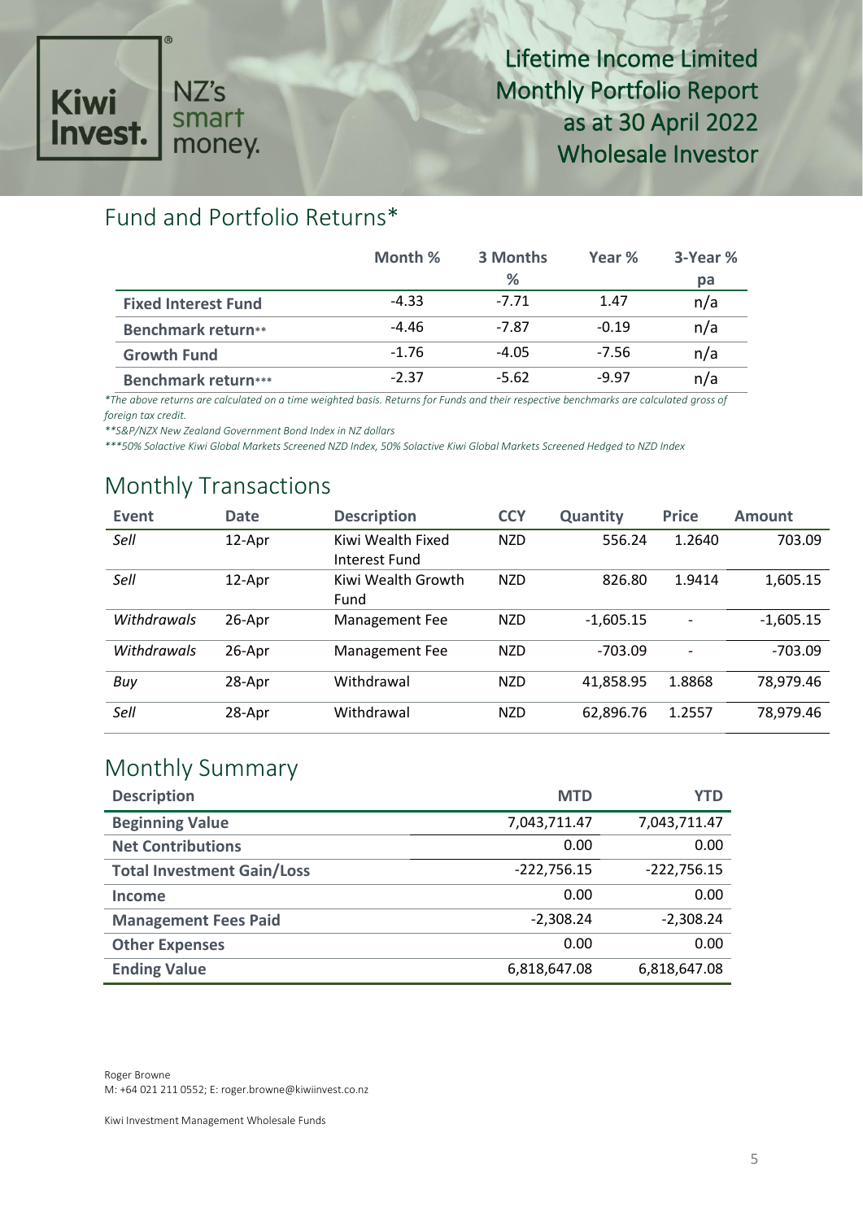Kiwi Invest. NZ's smart money.

# Lifetime Income Limited Monthly Portfolio Report as at 30 April 2022 Wholesale Investor

## Fund and Portfolio Returns*

| | Month % | 3 Months % | Year % | 3-Year % pa |
|---|---|---|---|---|
| **Fixed Interest Fund** | -4.33 | -7.71 | 1.47 | n/a |
| **Benchmark return**** | -4.46 | -7.87 | -0.19 | n/a |
| **Growth Fund** | -1.76 | -4.05 | -7.56 | n/a |
| **Benchmark return***** | -2.37 | -5.62 | -9.97 | n/a |

*\*The above returns are calculated on a time weighted basis. Returns for Funds and their respective benchmarks are calculated gross of foreign tax credit.*

*\*\*S&P/NZX New Zealand Government Bond Index in NZ dollars*

*\*\*\*50% Solactive Kiwi Global Markets Screened NZD Index, 50% Solactive Kiwi Global Markets Screened Hedged to NZD Index*

## Monthly Transactions

| Event | Date | Description | CCY | Quantity | Price | Amount |
|---|---|---|---|---|---|---|
| *Sell* | 12-Apr | Kiwi Wealth Fixed Interest Fund | NZD | 556.24 | 1.2640 | 703.09 |
| *Sell* | 12-Apr | Kiwi Wealth Growth Fund | NZD | 826.80 | 1.9414 | 1,605.15 |
| *Withdrawals* | 26-Apr | Management Fee | NZD | -1,605.15 | - | -1,605.15 |
| *Withdrawals* | 26-Apr | Management Fee | NZD | -703.09 | - | -703.09 |
| *Buy* | 28-Apr | Withdrawal | NZD | 41,858.95 | 1.8868 | 78,979.46 |
| *Sell* | 28-Apr | Withdrawal | NZD | 62,896.76 | 1.2557 | 78,979.46 |

## Monthly Summary

| Description | MTD | YTD |
|---|---|---|
| **Beginning Value** | 7,043,711.47 | 7,043,711.47 |
| **Net Contributions** | 0.00 | 0.00 |
| **Total Investment Gain/Loss** | -222,756.15 | -222,756.15 |
| **Income** | 0.00 | 0.00 |
| **Management Fees Paid** | -2,308.24 | -2,308.24 |
| **Other Expenses** | 0.00 | 0.00 |
| **Ending Value** | 6,818,647.08 | 6,818,647.08 |

Roger Browne
M: +64 021 211 0552; E: roger.browne@kiwiinvest.co.nz

Kiwi Investment Management Wholesale Funds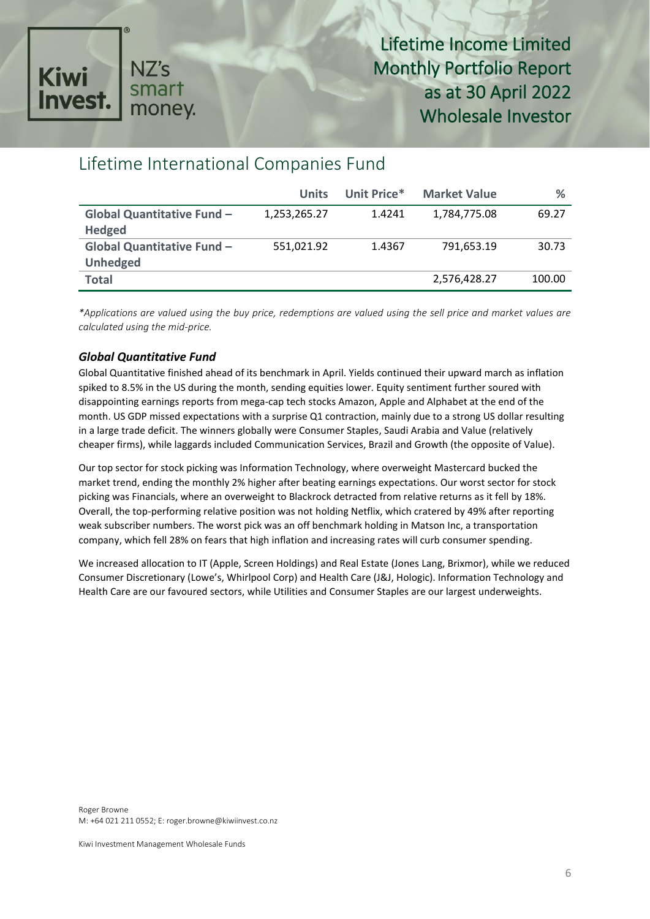## Lifetime International Companies Fund

| | Units | Unit Price* | Market Value | % |
|---|---|---|---|---|
| **Global Quantitative Fund – Hedged** | 1,253,265.27 | 1.4241 | 1,784,775.08 | 69.27 |
| **Global Quantitative Fund – Unhedged** | 551,021.92 | 1.4367 | 791,653.19 | 30.73 |
| **Total** | | | 2,576,428.27 | 100.00 |

*\*Applications are valued using the buy price, redemptions are valued using the sell price and market values are calculated using the mid-price.*

### *Global Quantitative Fund*

Global Quantitative finished ahead of its benchmark in April. Yields continued their upward march as inflation spiked to 8.5% in the US during the month, sending equities lower. Equity sentiment further soured with disappointing earnings reports from mega-cap tech stocks Amazon, Apple and Alphabet at the end of the month. US GDP missed expectations with a surprise Q1 contraction, mainly due to a strong US dollar resulting in a large trade deficit. The winners globally were Consumer Staples, Saudi Arabia and Value (relatively cheaper firms), while laggards included Communication Services, Brazil and Growth (the opposite of Value).

Our top sector for stock picking was Information Technology, where overweight Mastercard bucked the market trend, ending the monthly 2% higher after beating earnings expectations. Our worst sector for stock picking was Financials, where an overweight to Blackrock detracted from relative returns as it fell by 18%. Overall, the top-performing relative position was not holding Netflix, which cratered by 49% after reporting weak subscriber numbers. The worst pick was an off benchmark holding in Matson Inc, a transportation company, which fell 28% on fears that high inflation and increasing rates will curb consumer spending.

We increased allocation to IT (Apple, Screen Holdings) and Real Estate (Jones Lang, Brixmor), while we reduced Consumer Discretionary (Lowe's, Whirlpool Corp) and Health Care (J&J, Hologic). Information Technology and Health Care are our favoured sectors, while Utilities and Consumer Staples are our largest underweights.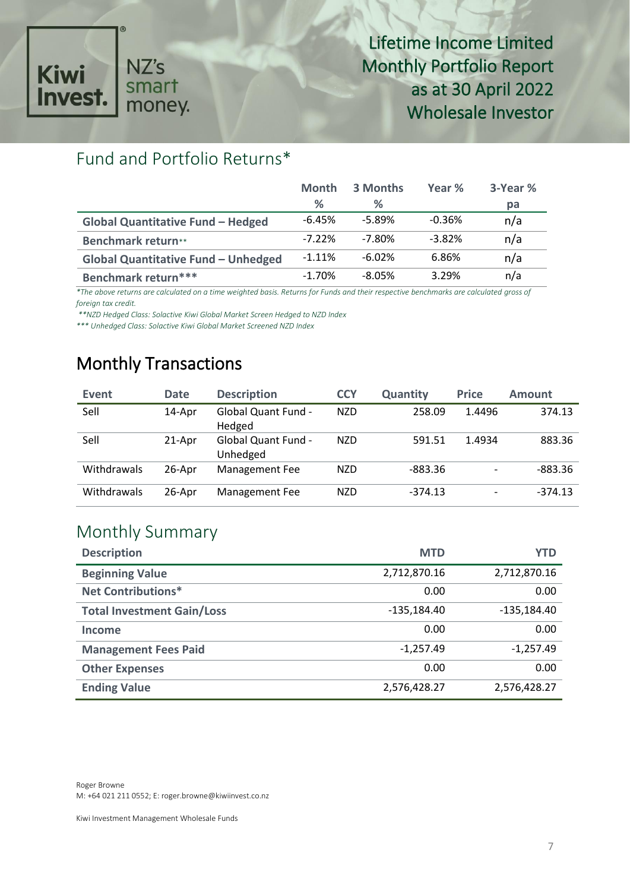Kiwi Invest. NZ's smart money.

# Lifetime Income Limited Monthly Portfolio Report as at 30 April 2022 Wholesale Investor

## Fund and Portfolio Returns*

| | Month % | 3 Months % | Year % | 3-Year % pa |
|---|---|---|---|---|
| **Global Quantitative Fund – Hedged** | -6.45% | -5.89% | -0.36% | n/a |
| **Benchmark return**** | -7.22% | -7.80% | -3.82% | n/a |
| **Global Quantitative Fund – Unhedged** | -1.11% | -6.02% | 6.86% | n/a |
| **Benchmark return***** | -1.70% | -8.05% | 3.29% | n/a |

*\*The above returns are calculated on a time weighted basis. Returns for Funds and their respective benchmarks are calculated gross of foreign tax credit.*

*\*\*NZD Hedged Class: Solactive Kiwi Global Market Screen Hedged to NZD Index*

*\*\*\* Unhedged Class: Solactive Kiwi Global Market Screened NZD Index*

## Monthly Transactions

| Event | Date | Description | CCY | Quantity | Price | Amount |
|---|---|---|---|---|---|---|
| Sell | 14-Apr | Global Quant Fund - Hedged | NZD | 258.09 | 1.4496 | 374.13 |
| Sell | 21-Apr | Global Quant Fund - Unhedged | NZD | 591.51 | 1.4934 | 883.36 |
| Withdrawals | 26-Apr | Management Fee | NZD | -883.36 | - | -883.36 |
| Withdrawals | 26-Apr | Management Fee | NZD | -374.13 | - | -374.13 |

## Monthly Summary

| Description | MTD | YTD |
|---|---|---|
| **Beginning Value** | 2,712,870.16 | 2,712,870.16 |
| **Net Contributions*** | 0.00 | 0.00 |
| **Total Investment Gain/Loss** | -135,184.40 | -135,184.40 |
| **Income** | 0.00 | 0.00 |
| **Management Fees Paid** | -1,257.49 | -1,257.49 |
| **Other Expenses** | 0.00 | 0.00 |
| **Ending Value** | 2,576,428.27 | 2,576,428.27 |

Roger Browne
M: +64 021 211 0552; E: roger.browne@kiwiinvest.co.nz

Kiwi Investment Management Wholesale Funds